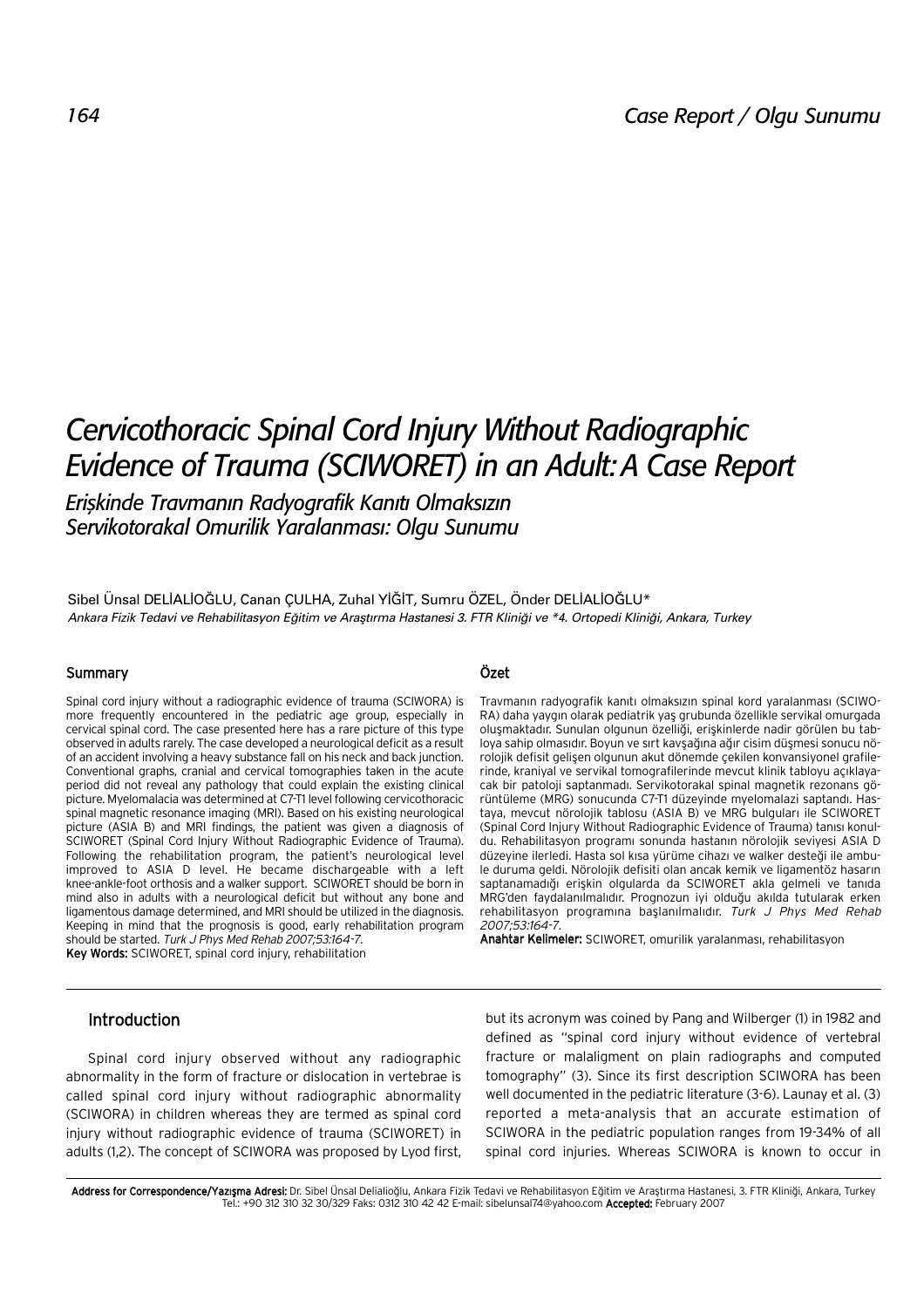# Cervicothoracic Spinal Cord Injury Without Radiographic Evidence of Trauma (SCIWORET) in an Adult: A Case Report

## Erişkinde Travmanın Radyografik Kanıtı Olmaksızın Servikotorakal Omurilik Yaralanması: Olgu Sunumu

Sibel Ünsal DELİALİOĞLU, Canan ÇULHA, Zuhal YİĞİT, Sumru ÖZEL, Önder DELİALİOĞLU*

*Ankara Fizik Tedavi ve Rehabilitasyon Eğitim ve Araştırma Hastanesi 3. FTR Kliniği ve *4. Ortopedi Kliniği, Ankara, Turkey*

### Summary

Spinal cord injury without a radiographic evidence of trauma (SCIWORA) is more frequently encountered in the pediatric age group, especially in cervical spinal cord. The case presented here has a rare picture of this type observed in adults rarely. The case developed a neurological deficit as a result of an accident involving a heavy substance fall on his neck and back junction. Conventional graphs, cranial and cervical tomographies taken in the acute period did not reveal any pathology that could explain the existing clinical picture. Myelomalacia was determined at C7-T1 level following cervicothoracic spinal magnetic resonance imaging (MRI). Based on his existing neurological picture (ASIA B) and MRI findings, the patient was given a diagnosis of SCIWORET (Spinal Cord Injury Without Radiographic Evidence of Trauma). Following the rehabilitation program, the patient's neurological level improved to ASIA D level. He became dischargeable with a left knee-ankle-foot orthosis and a walker support. SCIWORET should be born in mind also in adults with a neurological deficit but without any bone and ligamentous damage determined, and MRI should be utilized in the diagnosis. Keeping in mind that the prognosis is good, early rehabilitation program should be started. *Turk J Phys Med Rehab 2007;53:164-7.*

**Key Words:** SCIWORET, spinal cord injury, rehabilitation

### Özet

Travmanın radyografik kanıtı olmaksızın spinal kord yaralanması (SCIWORA) daha yaygın olarak pediatrik yaş grubunda özellikle servikal omurgada oluşmaktadır. Sunulan olgunun özelliği, erişkinlerde nadir görülen bu tabloya sahip olmasıdır. Boyun ve sırt kavşağına ağır cisim düşmesi sonucu nörolojik defisit gelişen olgunun akut dönemde çekilen konvansiyonel grafilerinde, kraniyal ve servikal tomografilerinde mevcut klinik tabloyu açıklayacak bir patoloji saptanmadı. Servikotorakal spinal magnetik rezonans görüntüleme (MRG) sonucunda C7-T1 düzeyinde myelomalazi saptandı. Hastaya, mevcut nörolojik tablosu (ASIA B) ve MRG bulguları ile SCIWORET (Spinal Cord Injury Without Radiographic Evidence of Trauma) tanısı konuldu. Rehabilitasyon programı sonunda hastanın nörolojik seviyesi ASIA D düzeyine ilerledi. Hasta sol kısa yürüme cihazı ve walker desteği ile ambule duruma geldi. Nörolojik defisiti olan ancak kemik ve ligamentöz hasarın saptanamadığı erişkin olgularda da SCIWORET akla gelmeli ve tanıda MRG'den faydalanılmalıdır. Prognozun iyi olduğu akılda tutularak erken rehabilitasyon programına başlanılmalıdır. *Turk J Phys Med Rehab 2007;53:164-7.*

**Anahtar Kelimeler:** SCIWORET, omurilik yaralanması, rehabilitasyon

## Introduction

Spinal cord injury observed without any radiographic abnormality in the form of fracture or dislocation in vertebrae is called spinal cord injury without radiographic abnormality (SCIWORA) in children whereas they are termed as spinal cord injury without radiographic evidence of trauma (SCIWORET) in adults (1,2). The concept of SCIWORA was proposed by Lyod first, but its acronym was coined by Pang and Wilberger (1) in 1982 and defined as "spinal cord injury without evidence of vertebral fracture or malaligment on plain radiographs and computed tomography" (3). Since its first description SCIWORA has been well documented in the pediatric literature (3-6). Launay et al. (3) reported a meta-analysis that an accurate estimation of SCIWORA in the pediatric population ranges from 19-34% of all spinal cord injuries. Whereas SCIWORA is known to occur in

**Address for Correspondence/Yazışma Adresi:** Dr. Sibel Ünsal Delialioğlu, Ankara Fizik Tedavi ve Rehabilitasyon Eğitim ve Araştırma Hastanesi, 3. FTR Kliniği, Ankara, Turkey Tel.: +90 312 310 32 30/329 Faks: 0312 310 42 42 E-mail: sibelunsal74@yahoo.com **Accepted:** February 2007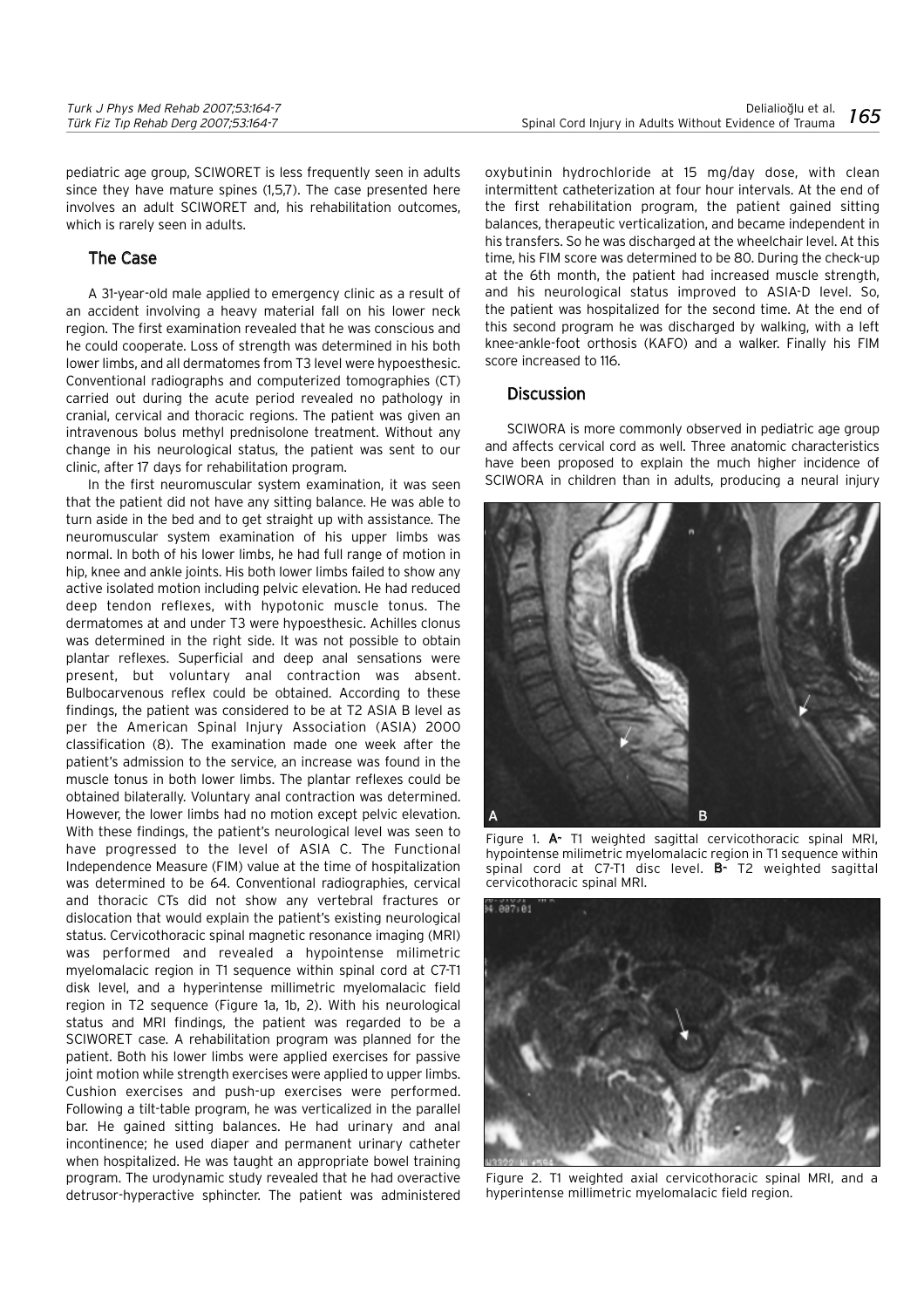pediatric age group, SCIWORET is less frequently seen in adults since they have mature spines (1,5,7). The case presented here involves an adult SCIWORET and, his rehabilitation outcomes, which is rarely seen in adults.

## The Case

A 31-year-old male applied to emergency clinic as a result of an accident involving a heavy material fall on his lower neck region. The first examination revealed that he was conscious and he could cooperate. Loss of strength was determined in his both lower limbs, and all dermatomes from T3 level were hypoesthesic. Conventional radiographs and computerized tomographies (CT) carried out during the acute period revealed no pathology in cranial, cervical and thoracic regions. The patient was given an intravenous bolus methyl prednisolone treatment. Without any change in his neurological status, the patient was sent to our clinic, after 17 days for rehabilitation program.

In the first neuromuscular system examination, it was seen that the patient did not have any sitting balance. He was able to turn aside in the bed and to get straight up with assistance. The neuromuscular system examination of his upper limbs was normal. In both of his lower limbs, he had full range of motion in hip, knee and ankle joints. His both lower limbs failed to show any active isolated motion including pelvic elevation. He had reduced deep tendon reflexes, with hypotonic muscle tonus. The dermatomes at and under T3 were hypoesthesic. Achilles clonus was determined in the right side. It was not possible to obtain plantar reflexes. Superficial and deep anal sensations were present, but voluntary anal contraction was absent. Bulbocarvenous reflex could be obtained. According to these findings, the patient was considered to be at T2 ASIA B level as per the American Spinal Injury Association (ASIA) 2000 classification (8). The examination made one week after the patient's admission to the service, an increase was found in the muscle tonus in both lower limbs. The plantar reflexes could be obtained bilaterally. Voluntary anal contraction was determined. However, the lower limbs had no motion except pelvic elevation. With these findings, the patient's neurological level was seen to have progressed to the level of ASIA C. The Functional Independence Measure (FIM) value at the time of hospitalization was determined to be 64. Conventional radiographies, cervical and thoracic CTs did not show any vertebral fractures or dislocation that would explain the patient's existing neurological status. Cervicothoracic spinal magnetic resonance imaging (MRI) was performed and revealed a hypointense milimetric myelomalacic region in T1 sequence within spinal cord at C7-T1 disk level, and a hyperintense millimetric myelomalacic field region in T2 sequence (Figure 1a, 1b, 2). With his neurological status and MRI findings, the patient was regarded to be a SCIWORET case. A rehabilitation program was planned for the patient. Both his lower limbs were applied exercises for passive joint motion while strength exercises were applied to upper limbs. Cushion exercises and push-up exercises were performed. Following a tilt-table program, he was verticalized in the parallel bar. He gained sitting balances. He had urinary and anal incontinence; he used diaper and permanent urinary catheter when hospitalized. He was taught an appropriate bowel training program. The urodynamic study revealed that he had overactive detrusor-hyperactive sphincter. The patient was administered oxybutinin hydrochloride at 15 mg/day dose, with clean intermittent catheterization at four hour intervals. At the end of the first rehabilitation program, the patient gained sitting balances, therapeutic verticalization, and became independent in his transfers. So he was discharged at the wheelchair level. At this time, his FIM score was determined to be 80. During the check-up at the 6th month, the patient had increased muscle strength, and his neurological status improved to ASIA-D level. So, the patient was hospitalized for the second time. At the end of this second program he was discharged by walking, with a left knee-ankle-foot orthosis (KAFO) and a walker. Finally his FIM score increased to 116.

## Discussion

SCIWORA is more commonly observed in pediatric age group and affects cervical cord as well. Three anatomic characteristics have been proposed to explain the much higher incidence of SCIWORA in children than in adults, producing a neural injury

Figure 1. **A-** T1 weighted sagittal cervicothoracic spinal MRI, hypointense milimetric myelomalacic region in T1 sequence within spinal cord at C7-T1 disc level. **B-** T2 weighted sagittal cervicothoracic spinal MRI.

Figure 2. T1 weighted axial cervicothoracic spinal MRI, and a hyperintense millimetric myelomalacic field region.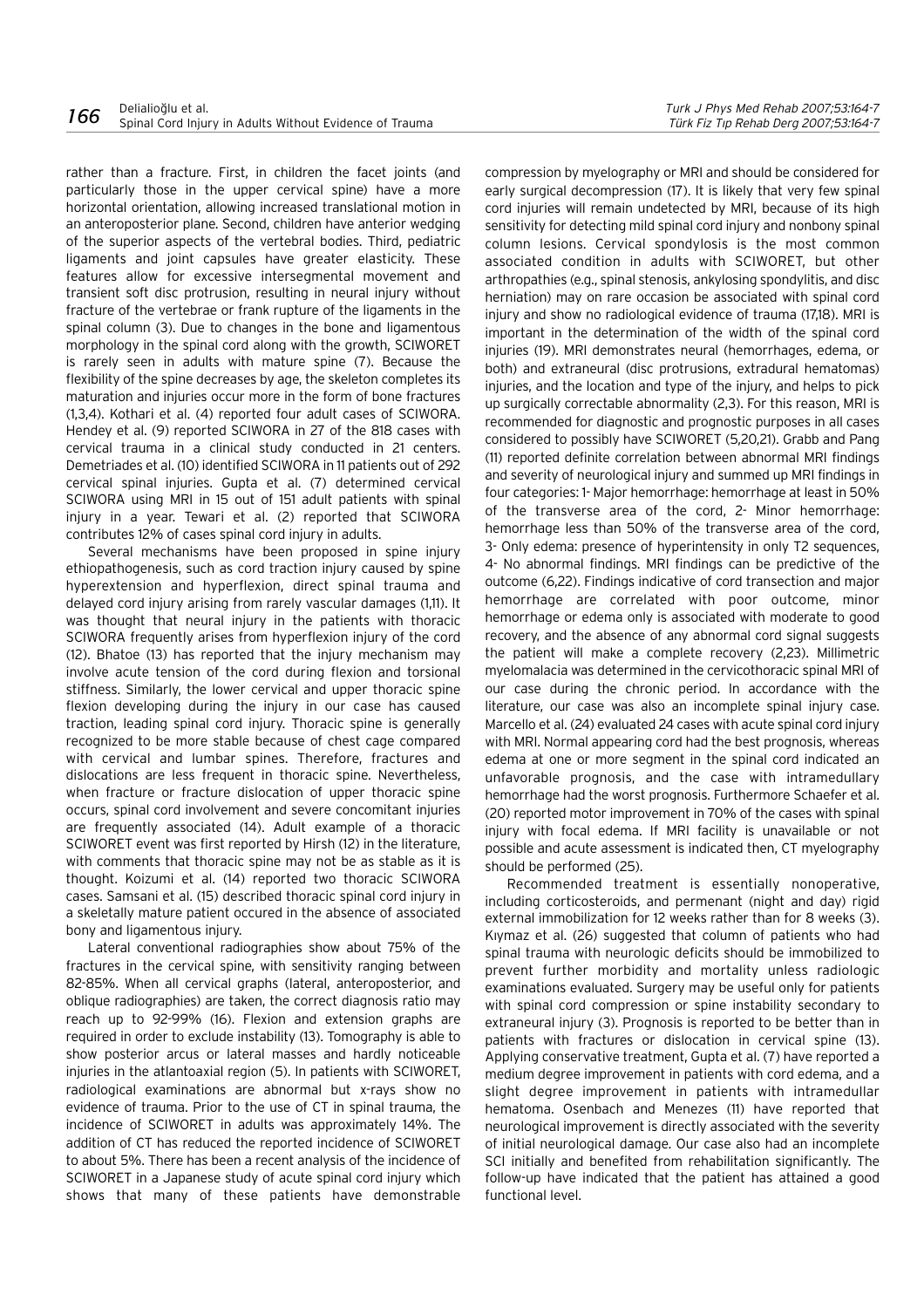rather than a fracture. First, in children the facet joints (and particularly those in the upper cervical spine) have a more horizontal orientation, allowing increased translational motion in an anteroposterior plane. Second, children have anterior wedging of the superior aspects of the vertebral bodies. Third, pediatric ligaments and joint capsules have greater elasticity. These features allow for excessive intersegmental movement and transient soft disc protrusion, resulting in neural injury without fracture of the vertebrae or frank rupture of the ligaments in the spinal column (3). Due to changes in the bone and ligamentous morphology in the spinal cord along with the growth, SCIWORA is rarely seen in adults with mature spine (7). Because the flexibility of the spine decreases by age, the skeleton completes its maturation and injuries occur more in the form of bone fractures (1,3,4). Kothari et al. (4) reported four adult cases of SCIWORA. Hendey et al. (9) reported SCIWORA in 27 of the 818 cases with cervical trauma in a clinical study conducted in 21 centers. Demetriades et al. (10) identified SCIWORA in 11 patients out of 292 cervical spinal injuries. Gupta et al. (7) determined cervical SCIWORA using MRI in 15 out of 151 adult patients with spinal injury in a year. Tewari et al. (2) reported that SCIWORA contributes 12% of cases spinal cord injury in adults.

Several mechanisms have been proposed in spine injury ethiopathogenesis, such as cord traction injury caused by spine hyperextension and hyperflexion, direct spinal trauma and delayed cord injury arising from rarely vascular damages (1,11). It was thought that neural injury in the patients with thoracic SCIWORA frequently arises from hyperflexion injury of the cord (12). Bhatoe (13) has reported that the injury mechanism may involve acute tension of the cord during flexion and torsional stiffness. Similarly, the lower cervical and upper thoracic spine flexion developing during the injury in our case has caused traction, leading spinal cord injury. Thoracic spine is generally recognized to be more stable because of chest cage compared with cervical and lumbar spines. Therefore, fractures and dislocations are less frequent in thoracic spine. Nevertheless, when fracture or fracture dislocation of upper thoracic spine occurs, spinal cord involvement and severe concomitant injuries are frequently associated (14). Adult example of a thoracic SCIWORET event was first reported by Hirsh (12) in the literature, with comments that thoracic spine may not be as stable as it is thought. Koizumi et al. (14) reported two thoracic SCIWORA cases. Samsani et al. (15) described thoracic spinal cord injury in a skeletally mature patient occured in the absence of associated bony and ligamentous injury.

Lateral conventional radiographies show about 75% of the fractures in the cervical spine, with sensitivity ranging between 82-85%. When all cervical graphs (lateral, anteroposterior, and oblique radiographies) are taken, the correct diagnosis ratio may reach up to 92-99% (16). Flexion and extension graphs are required in order to exclude instability (13). Tomography is able to show posterior arcus or lateral masses and hardly noticeable injuries in the atlantoaxial region (5). In patients with SCIWORET, radiological examinations are abnormal but x-rays show no evidence of trauma. Prior to the use of CT in spinal trauma, the incidence of SCIWORET in adults was approximately 14%. The addition of CT has reduced the reported incidence of SCIWORET to about 5%. There has been a recent analysis of the incidence of SCIWORET in a Japanese study of acute spinal cord injury which shows that many of these patients have demonstrable compression by myelography or MRI and should be considered for early surgical decompression (17). It is likely that very few spinal cord injuries will remain undetected by MRI, because of its high sensitivity for detecting mild spinal cord injury and nonbony spinal column lesions. Cervical spondylosis is the most common associated condition in adults with SCIWORET, but other arthropathies (e.g., spinal stenosis, ankylosing spondylitis, and disc herniation) may on rare occasion be associated with spinal cord injury and show no radiological evidence of trauma (17,18). MRI is important in the determination of the width of the spinal cord injuries (19). MRI demonstrates neural (hemorrhages, edema, or both) and extraneural (disc protrusions, extradural hematomas) injuries, and the location and type of the injury, and helps to pick up surgically correctable abnormality (2,3). For this reason, MRI is recommended for diagnostic and prognostic purposes in all cases considered to possibly have SCIWORET (5,20,21). Grabb and Pang (11) reported definite correlation between abnormal MRI findings and severity of neurological injury and summed up MRI findings in four categories: 1- Major hemorrhage: hemorrhage at least in 50% of the transverse area of the cord, 2- Minor hemorrhage: hemorrhage less than 50% of the transverse area of the cord, 3- Only edema: presence of hyperintensity in only T2 sequences, 4- No abnormal findings. MRI findings can be predictive of the outcome (6,22). Findings indicative of cord transection and major hemorrhage are correlated with poor outcome, minor hemorrhage or edema only is associated with moderate to good recovery, and the absence of any abnormal cord signal suggests the patient will make a complete recovery (2,23). Millimetric myelomalacia was determined in the cervicothoracic spinal MRI of our case during the chronic period. In accordance with the literature, our case was also an incomplete spinal injury case. Marcello et al. (24) evaluated 24 cases with acute spinal cord injury with MRI. Normal appearing cord had the best prognosis, whereas edema at one or more segment in the spinal cord indicated an unfavorable prognosis, and the case with intramedullary hemorrhage had the worst prognosis. Furthermore Schaefer et al. (20) reported motor improvement in 70% of the cases with spinal injury with focal edema. If MRI facility is unavailable or not possible and acute assessment is indicated then, CT myelography should be performed (25).

Recommended treatment is essentially nonoperative, including corticosteroids, and permenant (night and day) rigid external immobilization for 12 weeks rather than for 8 weeks (3). Kıymaz et al. (26) suggested that column of patients who had spinal trauma with neurologic deficits should be immobilized to prevent further morbidity and mortality unless radiologic examinations evaluated. Surgery may be useful only for patients with spinal cord compression or spine instability secondary to extraneural injury (3). Prognosis is reported to be better than in patients with fractures or dislocation in cervical spine (13). Applying conservative treatment, Gupta et al. (7) have reported a medium degree improvement in patients with cord edema, and a slight degree improvement in patients with intramedullar hematoma. Osenbach and Menezes (11) have reported that neurological improvement is directly associated with the severity of initial neurological damage. Our case also had an incomplete SCI initially and benefited from rehabilitation significantly. The follow-up have indicated that the patient has attained a good functional level.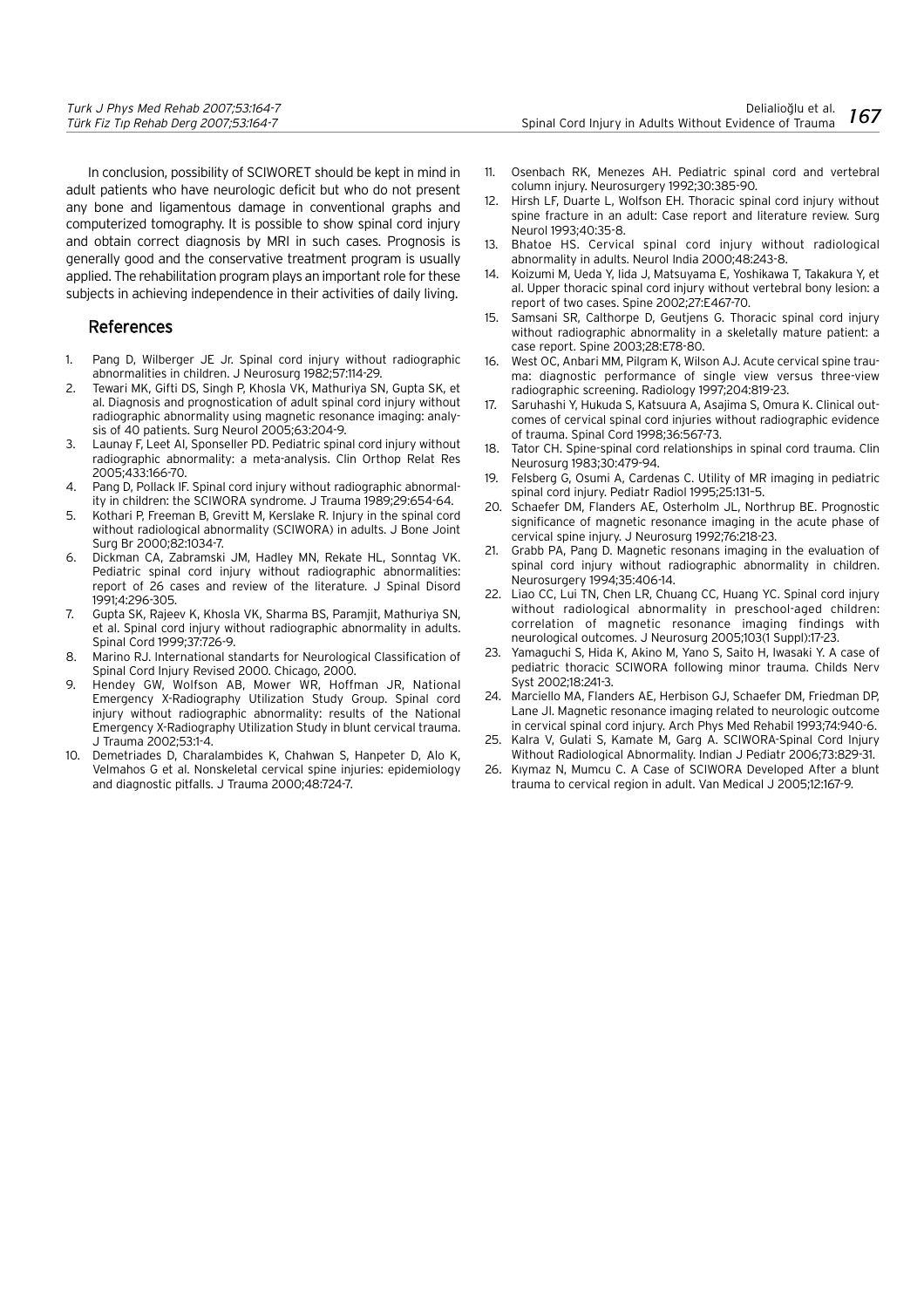In conclusion, possibility of SCIWORET should be kept in mind in adult patients who have neurologic deficit but who do not present any bone and ligamentous damage in conventional graphs and computerized tomography. It is possible to show spinal cord injury and obtain correct diagnosis by MRI in such cases. Prognosis is generally good and the conservative treatment program is usually applied. The rehabilitation program plays an important role for these subjects in achieving independence in their activities of daily living.

## References

1. Pang D, Wilberger JE Jr. Spinal cord injury without radiographic abnormalities in children. J Neurosurg 1982;57:114-29.
2. Tewari MK, Gifti DS, Singh P, Khosla VK, Mathuriya SN, Gupta SK, et al. Diagnosis and prognostication of adult spinal cord injury without radiographic abnormality using magnetic resonance imaging: analysis of 40 patients. Surg Neurol 2005;63:204-9.
3. Launay F, Leet AI, Sponseller PD. Pediatric spinal cord injury without radiographic abnormality: a meta-analysis. Clin Orthop Relat Res 2005;433:166-70.
4. Pang D, Pollack IF. Spinal cord injury without radiographic abnormality in children: the SCIWORA syndrome. J Trauma 1989;29:654-64.
5. Kothari P, Freeman B, Grevitt M, Kerslake R. Injury in the spinal cord without radiological abnormality (SCIWORA) in adults. J Bone Joint Surg Br 2000;82:1034-7.
6. Dickman CA, Zabramski JM, Hadley MN, Rekate HL, Sonntag VK. Pediatric spinal cord injury without radiographic abnormalities: report of 26 cases and review of the literature. J Spinal Disord 1991;4:296-305.
7. Gupta SK, Rajeev K, Khosla VK, Sharma BS, Paramjit, Mathuriya SN, et al. Spinal cord injury without radiographic abnormality in adults. Spinal Cord 1999;37:726-9.
8. Marino RJ. International standarts for Neurological Classification of Spinal Cord Injury Revised 2000. Chicago, 2000.
9. Hendey GW, Wolfson AB, Mower WR, Hoffman JR, National Emergency X-Radiography Utilization Study Group. Spinal cord injury without radiographic abnormality: results of the National Emergency X-Radiography Utilization Study in blunt cervical trauma. J Trauma 2002;53:1-4.
10. Demetriades D, Charalambides K, Chahwan S, Hanpeter D, Alo K, Velmahos G et al. Nonskeletal cervical spine injuries: epidemiology and diagnostic pitfalls. J Trauma 2000;48:724-7.
11. Osenbach RK, Menezes AH. Pediatric spinal cord and vertebral column injury. Neurosurgery 1992;30:385-90.
12. Hirsh LF, Duarte L, Wolfson EH. Thoracic spinal cord injury without spine fracture in an adult: Case report and literature review. Surg Neurol 1993;40:35-8.
13. Bhatoe HS. Cervical spinal cord injury without radiological abnormality in adults. Neurol India 2000;48:243-8.
14. Koizumi M, Ueda Y, Iida J, Matsuyama E, Yoshikawa T, Takakura Y, et al. Upper thoracic spinal cord injury without vertebral bony lesion: a report of two cases. Spine 2002;27:E467-70.
15. Samsani SR, Calthorpe D, Geutjens G. Thoracic spinal cord injury without radiographic abnormality in a skeletally mature patient: a case report. Spine 2003;28:E78-80.
16. West OC, Anbari MM, Pilgram K, Wilson AJ. Acute cervical spine trauma: diagnostic performance of single view versus three-view radiographic screening. Radiology 1997;204:819-23.
17. Saruhashi Y, Hukuda S, Katsuura A, Asajima S, Omura K. Clinical outcomes of cervical spinal cord injuries without radiographic evidence of trauma. Spinal Cord 1998;36:567-73.
18. Tator CH. Spine-spinal cord relationships in spinal cord trauma. Clin Neurosurg 1983;30:479-94.
19. Felsberg G, Osumi A, Cardenas C. Utility of MR imaging in pediatric spinal cord injury. Pediatr Radiol 1995;25:131–5.
20. Schaefer DM, Flanders AE, Osterholm JL, Northrup BE. Prognostic significance of magnetic resonance imaging in the acute phase of cervical spine injury. J Neurosurg 1992;76:218-23.
21. Grabb PA, Pang D. Magnetic resonans imaging in the evaluation of spinal cord injury without radiographic abnormality in children. Neurosurgery 1994;35:406-14.
22. Liao CC, Lui TN, Chen LR, Chuang CC, Huang YC. Spinal cord injury without radiological abnormality in preschool-aged children: correlation of magnetic resonance imaging findings with neurological outcomes. J Neurosurg 2005;103(1 Suppl):17-23.
23. Yamaguchi S, Hida K, Akino M, Yano S, Saito H, Iwasaki Y. A case of pediatric thoracic SCIWORA following minor trauma. Childs Nerv Syst 2002;18:241-3.
24. Marciello MA, Flanders AE, Herbison GJ, Schaefer DM, Friedman DP, Lane JI. Magnetic resonance imaging related to neurologic outcome in cervical spinal cord injury. Arch Phys Med Rehabil 1993;74:940-6.
25. Kalra V, Gulati S, Kamate M, Garg A. SCIWORA-Spinal Cord Injury Without Radiological Abnormality. Indian J Pediatr 2006;73:829-31.
26. Kıymaz N, Mumcu C. A Case of SCIWORA Developed After a blunt trauma to cervical region in adult. Van Medical J 2005;12:167-9.